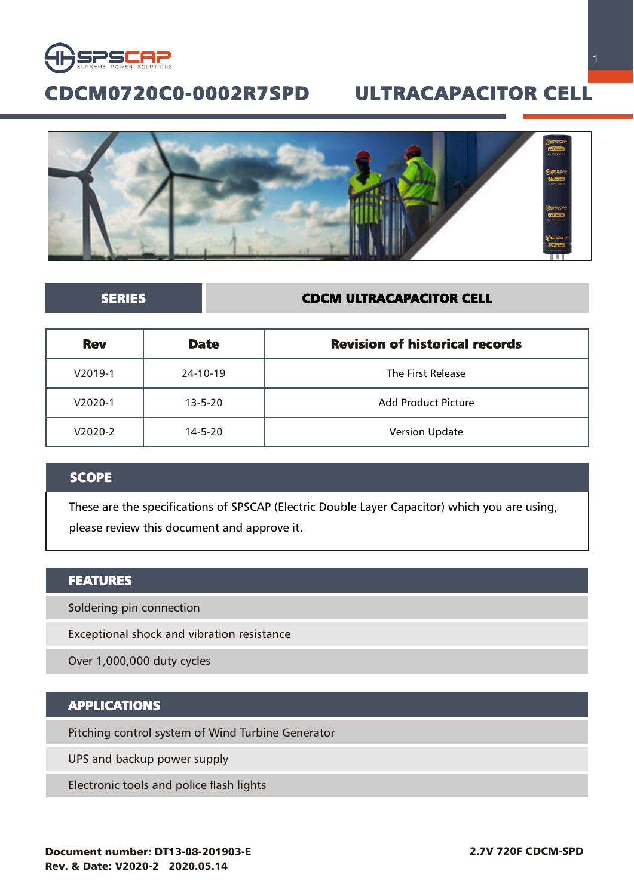# CDCM0720C0-0002R7SPD ULTRACAPACITOR CELL

| SERIES | CDCM ULTRACAPACITOR CELL |
|---|---|

| Rev | Date | Revision of historical records |
|---|---|---|
| V2019-1 | 24-10-19 | The First Release |
| V2020-1 | 13-5-20 | Add Product Picture |
| V2020-2 | 14-5-20 | Version Update |

## SCOPE

These are the specifications of SPSCAP (Electric Double Layer Capacitor) which you are using, please review this document and approve it.

## FEATURES

- Soldering pin connection
- Exceptional shock and vibration resistance
- Over 1,000,000 duty cycles

## APPLICATIONS

- Pitching control system of Wind Turbine Generator
- UPS and backup power supply
- Electronic tools and police flash lights

**Document number: DT13-08-201903-E**
**Rev. & Date: V2020-2 2020.05.14**

**2.7V 720F CDCM-SPD**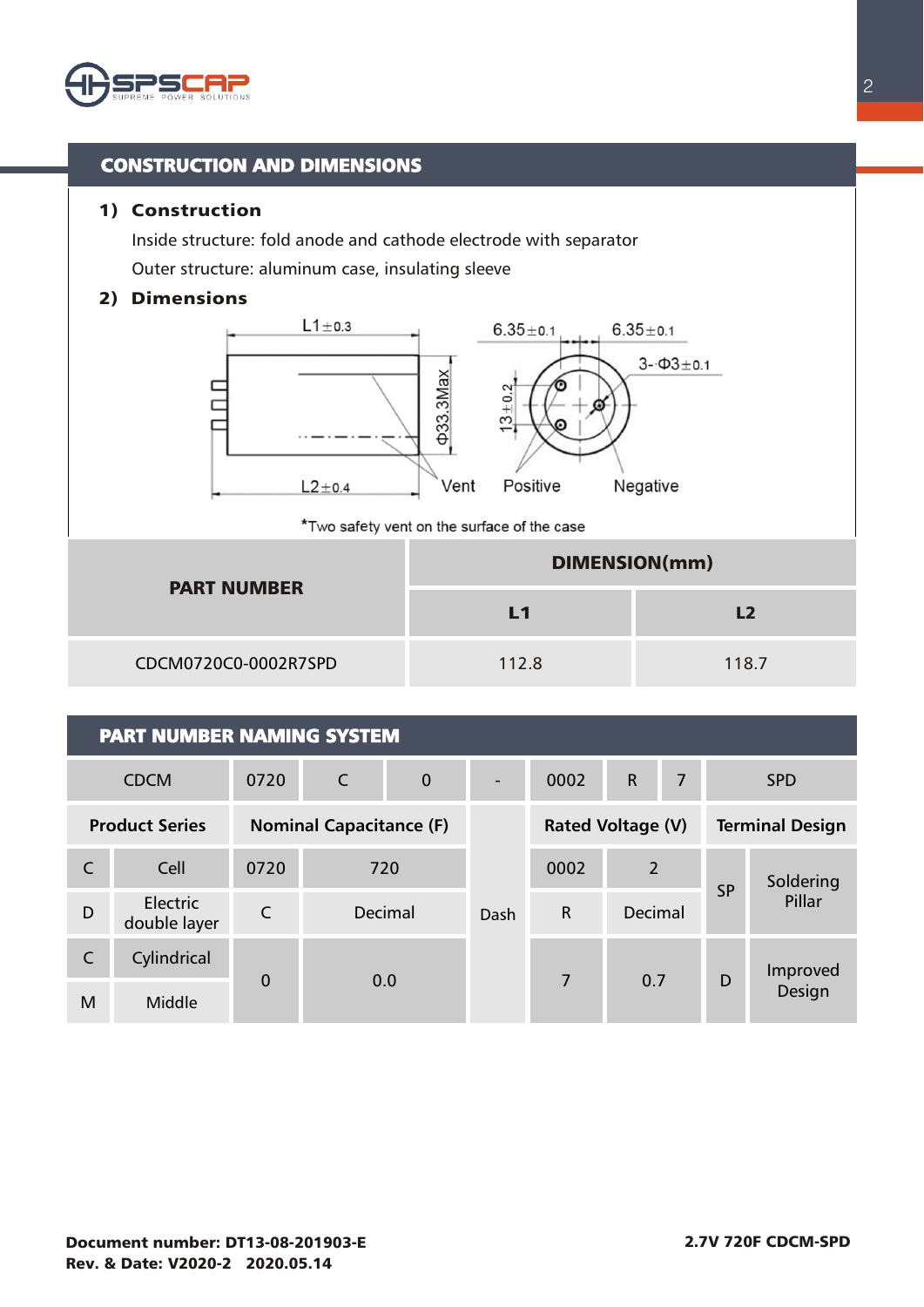## CONSTRUCTION AND DIMENSIONS

### 1) Construction

Inside structure: fold anode and cathode electrode with separator

Outer structure: aluminum case, insulating sleeve

### 2) Dimensions

L1±0.3

L2±0.4

Φ33.3Max

Vent

6.35±0.1

6.35±0.1

3-Φ3±0.1

13±0.2

Positive

Negative

*Two safety vent on the surface of the case

| PART NUMBER | DIMENSION(mm) | |
|---|---|---|
| | **L1** | **L2** |
| CDCM0720C0-0002R7SPD | 112.8 | 118.7 |

## PART NUMBER NAMING SYSTEM

| CDCM | | 0720 | C | 0 | - | 0002 | R | 7 | SPD | |
|---|---|---|---|---|---|---|---|---|---|---|
| **Product Series** | | **Nominal Capacitance (F)** | | | Dash | **Rated Voltage (V)** | | | **Terminal Design** | |
| C | Cell | 0720 | 720 | | | 0002 | 2 | | SP | Soldering Pillar |
| D | Electric double layer | C | Decimal | | | R | Decimal | | | |
| C | Cylindrical | 0 | 0.0 | | | 7 | 0.7 | | D | Improved Design |
| M | Middle | | | | | | | | | |

**Document number: DT13-08-201903-E**
**Rev. & Date: V2020-2 2020.05.14**

**2.7V 720F CDCM-SPD**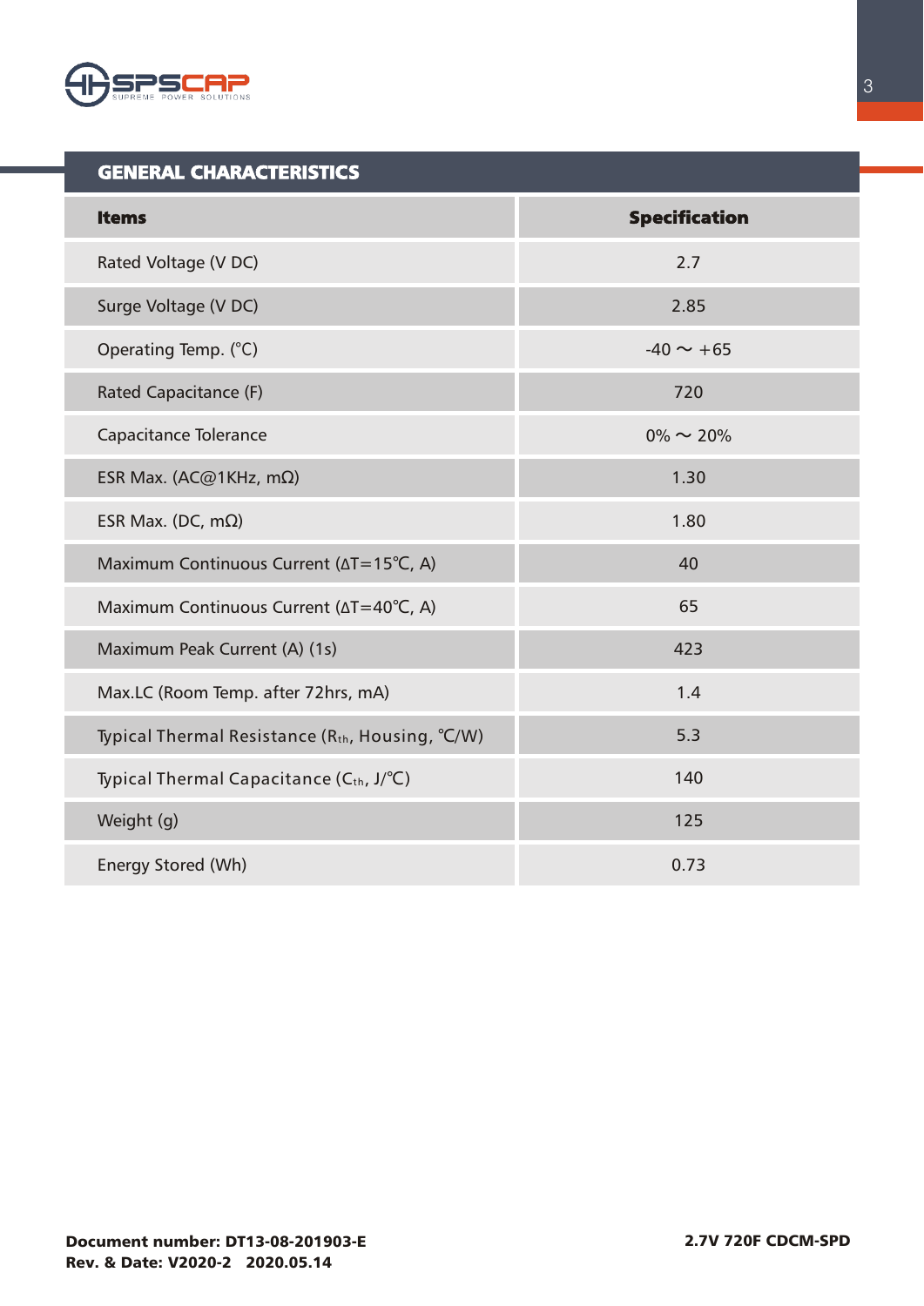## GENERAL CHARACTERISTICS

| Items | Specification |
|---|---|
| Rated Voltage (V DC) | 2.7 |
| Surge Voltage (V DC) | 2.85 |
| Operating Temp. (°C) | -40 ～ +65 |
| Rated Capacitance (F) | 720 |
| Capacitance Tolerance | 0% ～ 20% |
| ESR Max. (AC@1KHz, mΩ) | 1.30 |
| ESR Max. (DC, mΩ) | 1.80 |
| Maximum Continuous Current (ΔT=15℃, A) | 40 |
| Maximum Continuous Current (ΔT=40℃, A) | 65 |
| Maximum Peak Current (A) (1s) | 423 |
| Max.LC (Room Temp. after 72hrs, mA) | 1.4 |
| Typical Thermal Resistance ($R_{th}$, Housing, ℃/W) | 5.3 |
| Typical Thermal Capacitance ($C_{th}$, J/℃) | 140 |
| Weight (g) | 125 |
| Energy Stored (Wh) | 0.73 |

**Document number: DT13-08-201903-E**
**Rev. & Date: V2020-2 2020.05.14**

**2.7V 720F CDCM-SPD**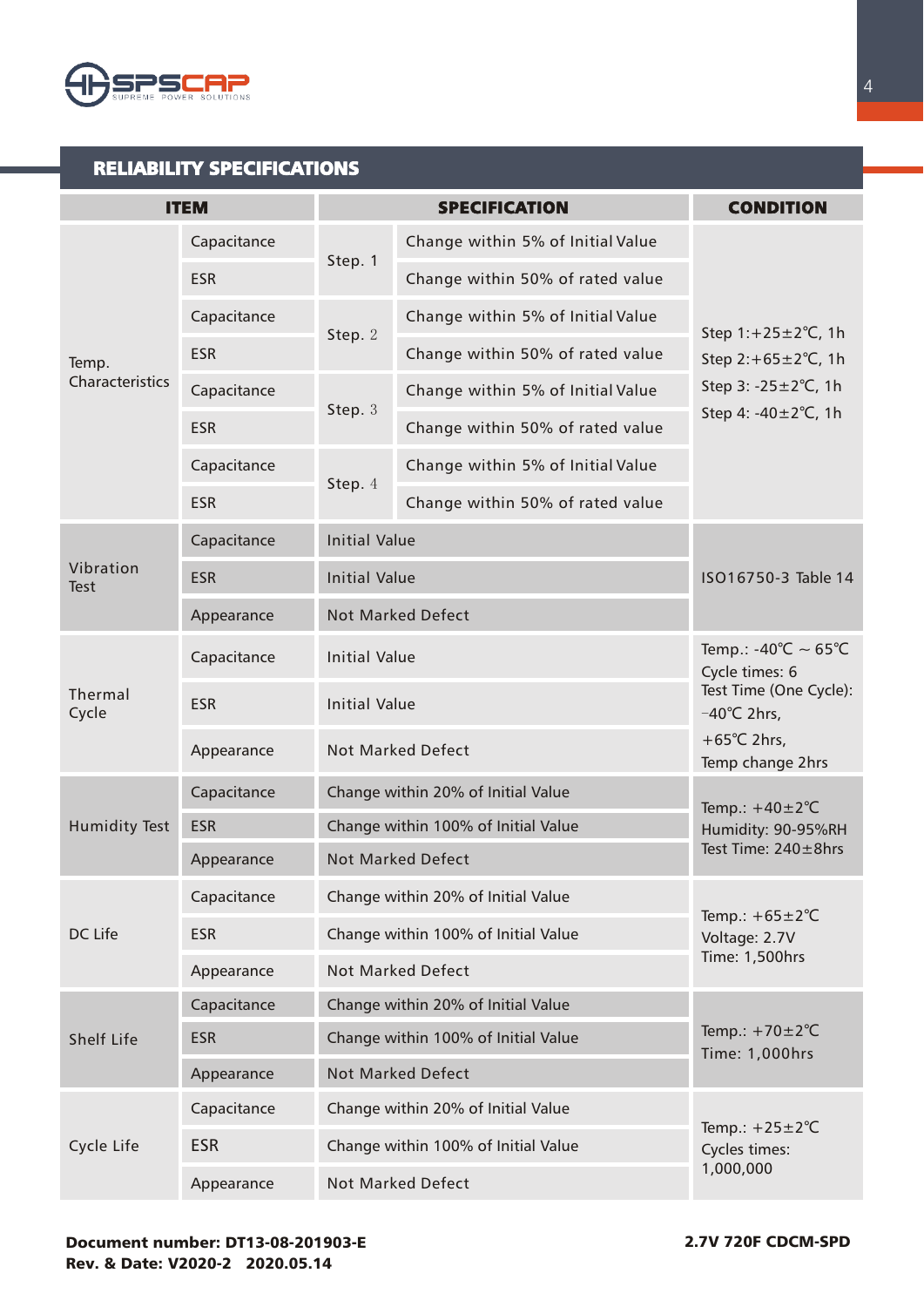## RELIABILITY SPECIFICATIONS

| ITEM | | SPECIFICATION | | CONDITION |
|---|---|---|---|---|
| Temp. Characteristics | Capacitance | Step. 1 | Change within 5% of Initial Value | Step 1:+25±2℃, 1h<br>Step 2:+65±2℃, 1h<br>Step 3: -25±2℃, 1h<br>Step 4: -40±2℃, 1h |
| | ESR | | Change within 50% of rated value | |
| | Capacitance | Step. 2 | Change within 5% of Initial Value | |
| | ESR | | Change within 50% of rated value | |
| | Capacitance | Step. 3 | Change within 5% of Initial Value | |
| | ESR | | Change within 50% of rated value | |
| | Capacitance | Step. 4 | Change within 5% of Initial Value | |
| | ESR | | Change within 50% of rated value | |
| Vibration Test | Capacitance | Initial Value | | ISO16750-3 Table 14 |
| | ESR | Initial Value | | |
| | Appearance | Not Marked Defect | | |
| Thermal Cycle | Capacitance | Initial Value | | Temp.: -40℃ ~ 65℃<br>Cycle times: 6<br>Test Time (One Cycle):<br>-40℃ 2hrs,<br>+65℃ 2hrs,<br>Temp change 2hrs |
| | ESR | Initial Value | | |
| | Appearance | Not Marked Defect | | |
| Humidity Test | Capacitance | Change within 20% of Initial Value | | Temp.: +40±2℃<br>Humidity: 90-95%RH<br>Test Time: 240±8hrs |
| | ESR | Change within 100% of Initial Value | | |
| | Appearance | Not Marked Defect | | |
| DC Life | Capacitance | Change within 20% of Initial Value | | Temp.: +65±2℃<br>Voltage: 2.7V<br>Time: 1,500hrs |
| | ESR | Change within 100% of Initial Value | | |
| | Appearance | Not Marked Defect | | |
| Shelf Life | Capacitance | Change within 20% of Initial Value | | Temp.: +70±2℃<br>Time: 1,000hrs |
| | ESR | Change within 100% of Initial Value | | |
| | Appearance | Not Marked Defect | | |
| Cycle Life | Capacitance | Change within 20% of Initial Value | | Temp.: +25±2℃<br>Cycles times:<br>1,000,000 |
| | ESR | Change within 100% of Initial Value | | |
| | Appearance | Not Marked Defect | | |

**Document number: DT13-08-201903-E**
**Rev. & Date: V2020-2 2020.05.14**

**2.7V 720F CDCM-SPD**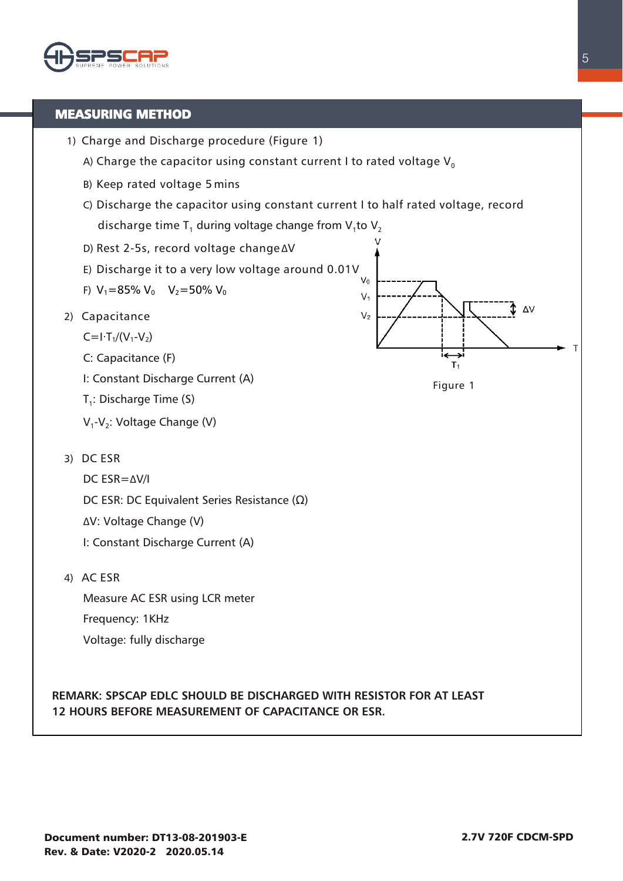## MEASURING METHOD

1) Charge and Discharge procedure (Figure 1)

   A) Charge the capacitor using constant current I to rated voltage $V_0$

   B) Keep rated voltage 5 mins

   C) Discharge the capacitor using constant current I to half rated voltage, record discharge time $T_1$ during voltage change from $V_1$ to $V_2$

   D) Rest 2-5s, record voltage change $\Delta V$

   E) Discharge it to a very low voltage around 0.01V

   F) $V_1 = 85\%\ V_0$  $V_2 = 50\%\ V_0$

V
$V_0$
$V_1$
$V_2$
$\Delta V$
T
$T_1$

Figure 1

2) Capacitance

   $C = I \cdot T_1/(V_1 - V_2)$

   C: Capacitance (F)

   I: Constant Discharge Current (A)

   $T_1$: Discharge Time (S)

   $V_1$-$V_2$: Voltage Change (V)

3) DC ESR

   DC ESR$=\Delta V/I$

   DC ESR: DC Equivalent Series Resistance (Ω)

   $\Delta V$: Voltage Change (V)

   I: Constant Discharge Current (A)

4) AC ESR

   Measure AC ESR using LCR meter

   Frequency: 1KHz

   Voltage: fully discharge

**REMARK: SPSCAP EDLC SHOULD BE DISCHARGED WITH RESISTOR FOR AT LEAST 12 HOURS BEFORE MEASUREMENT OF CAPACITANCE OR ESR.**

**Document number: DT13-08-201903-E**
**Rev. & Date: V2020-2  2020.05.14**

**2.7V 720F CDCM-SPD**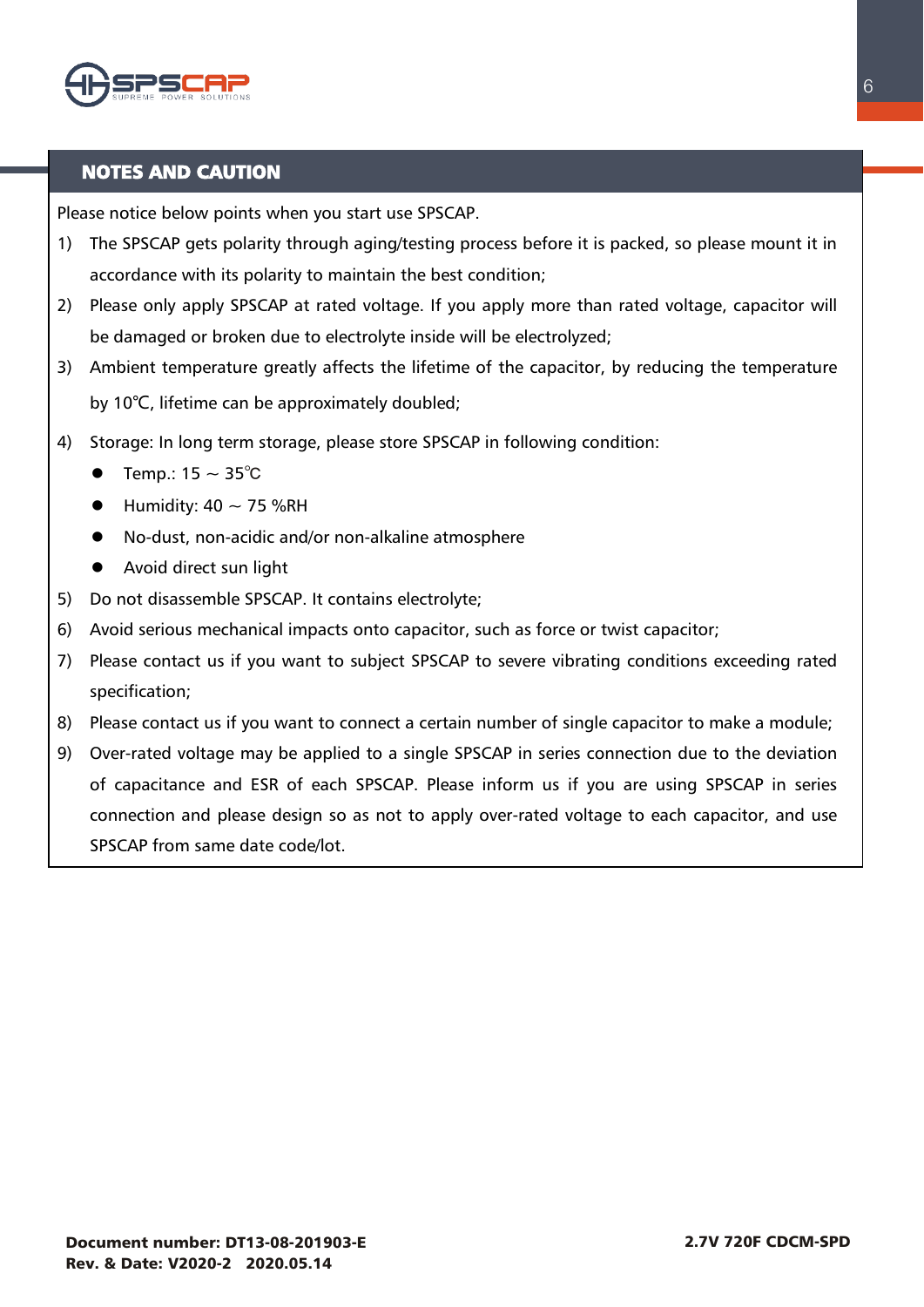## NOTES AND CAUTION

Please notice below points when you start use SPSCAP.

1) The SPSCAP gets polarity through aging/testing process before it is packed, so please mount it in accordance with its polarity to maintain the best condition;
2) Please only apply SPSCAP at rated voltage. If you apply more than rated voltage, capacitor will be damaged or broken due to electrolyte inside will be electrolyzed;
3) Ambient temperature greatly affects the lifetime of the capacitor, by reducing the temperature by 10℃, lifetime can be approximately doubled;
4) Storage: In long term storage, please store SPSCAP in following condition:
   - Temp.: 15 ~ 35℃
   - Humidity: 40 ~ 75 %RH
   - No-dust, non-acidic and/or non-alkaline atmosphere
   - Avoid direct sun light
5) Do not disassemble SPSCAP. It contains electrolyte;
6) Avoid serious mechanical impacts onto capacitor, such as force or twist capacitor;
7) Please contact us if you want to subject SPSCAP to severe vibrating conditions exceeding rated specification;
8) Please contact us if you want to connect a certain number of single capacitor to make a module;
9) Over-rated voltage may be applied to a single SPSCAP in series connection due to the deviation of capacitance and ESR of each SPSCAP. Please inform us if you are using SPSCAP in series connection and please design so as not to apply over-rated voltage to each capacitor, and use SPSCAP from same date code/lot.

**Document number: DT13-08-201903-E**
**Rev. & Date: V2020-2 2020.05.14**

**2.7V 720F CDCM-SPD**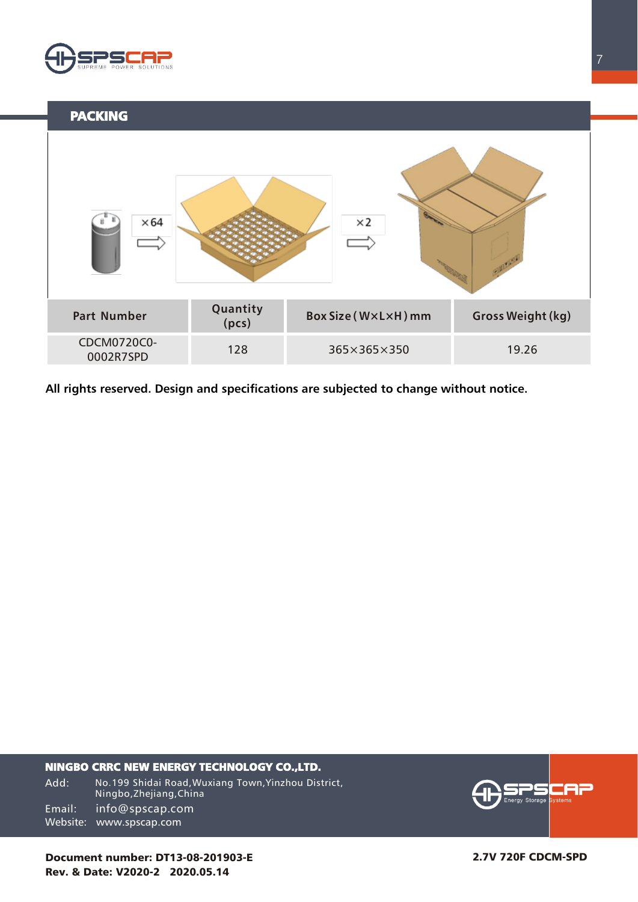## PACKING

×64

×2

| Part Number | Quantity (pcs) | Box Size ( W×L×H ) mm | Gross Weight (kg) |
|---|---|---|---|
| CDCM0720C0-0002R7SPD | 128 | 365×365×350 | 19.26 |

**All rights reserved. Design and specifications are subjected to change without notice.**

**NINGBO CRRC NEW ENERGY TECHNOLOGY CO.,LTD.**

Add: No.199 Shidai Road,Wuxiang Town,Yinzhou District, Ningbo,Zhejiang,China

Email: info@spscap.com

Website: www.spscap.com

**Document number: DT13-08-201903-E**

**Rev. & Date: V2020-2 2020.05.14**

**2.7V 720F CDCM-SPD**